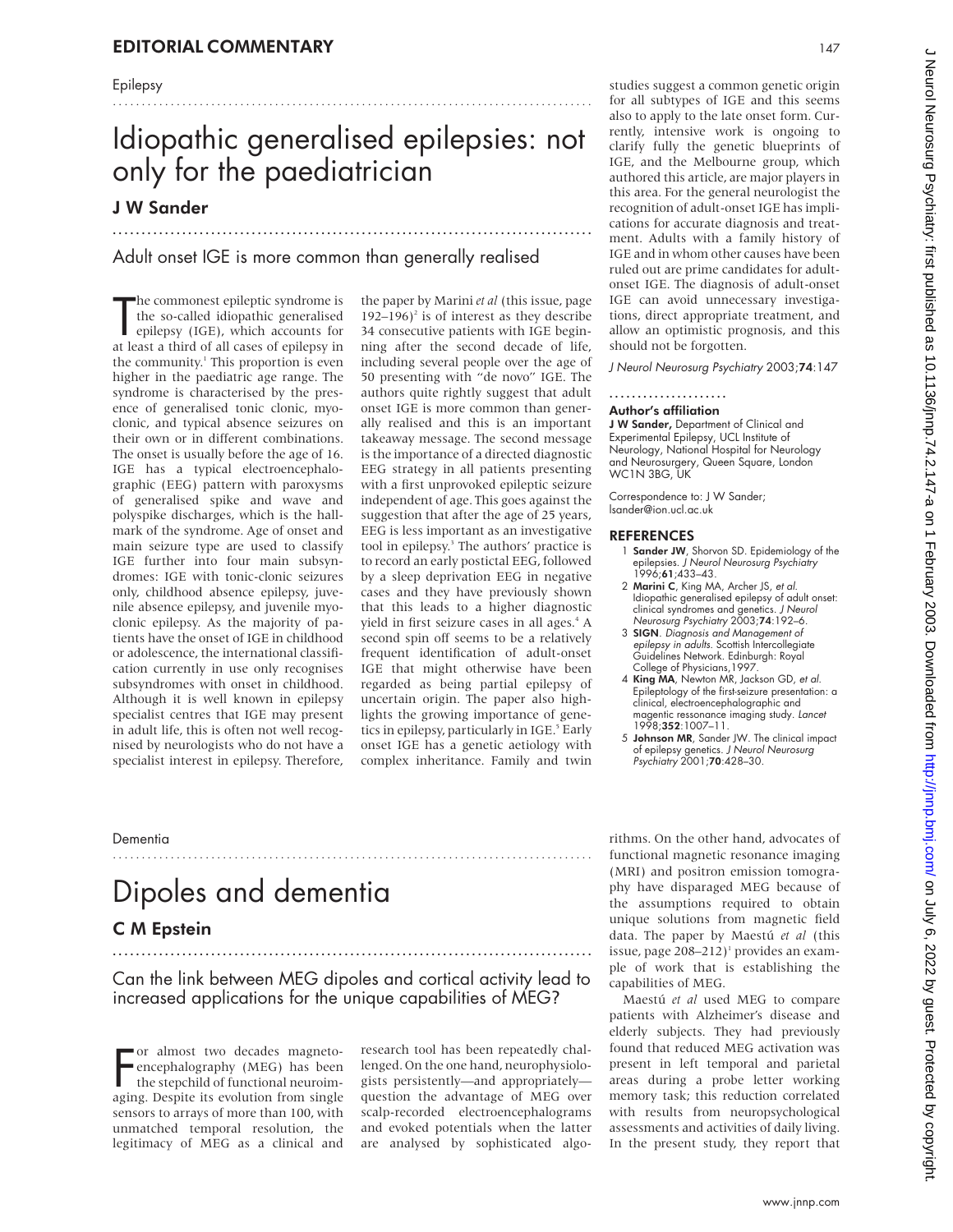## EDITORIAL COMMENTARY

Epilepsy

# Idiopathic generalised epilepsies: not only for the paediatrician

**J W Sander**

Adult onset IGE is more common than generally realised

The commonest epileptic syndrome is the so-called idiopathic generalised epilepsy (IGE), which accounts for at least a third of all cases of epilepsy in the community.[1] This proportion is even higher in the paediatric age range. The syndrome is characterised by the presence of generalised tonic clonic, myoclonic, and typical absence seizures on their own or in different combinations. The onset is usually before the age of 16. IGE has a typical electroencephalographic (EEG) pattern with paroxysms of generalised spike and wave and polyspike discharges, which is the hallmark of the syndrome. Age of onset and main seizure type are used to classify IGE further into four main subsyndromes: IGE with tonic-clonic seizures only, childhood absence epilepsy, juvenile absence epilepsy, and juvenile myoclonic epilepsy. As the majority of patients have the onset of IGE in childhood or adolescence, the international classification currently in use only recognises subsyndromes with onset in childhood. Although it is well known in epilepsy specialist centres that IGE may present in adult life, this is often not well recognised by neurologists who do not have a specialist interest in epilepsy. Therefore, the paper by Marini *et al* (this issue, page 192–196)[2] is of interest as they describe 34 consecutive patients with IGE beginning after the second decade of life, including several people over the age of 50 presenting with "de novo" IGE. The authors quite rightly suggest that adult onset IGE is more common than generally realised and this is an important takeaway message. The second message is the importance of a directed diagnostic EEG strategy in all patients presenting with a first unprovoked epileptic seizure independent of age. This goes against the suggestion that after the age of 25 years, EEG is less important as an investigative tool in epilepsy.[3] The authors' practice is to record an early postictal EEG, followed by a sleep deprivation EEG in negative cases and they have previously shown that this leads to a higher diagnostic yield in first seizure cases in all ages.[4] A second spin off seems to be a relatively frequent identification of adult-onset IGE that might otherwise have been regarded as being partial epilepsy of uncertain origin. The paper also highlights the growing importance of genetics in epilepsy, particularly in IGE.[5] Early onset IGE has a genetic aetiology with complex inheritance. Family and twin studies suggest a common genetic origin for all subtypes of IGE and this seems also to apply to the late onset form. Currently, intensive work is ongoing to clarify fully the genetic blueprints of IGE, and the Melbourne group, which authored this article, are major players in this area. For the general neurologist the recognition of adult-onset IGE has implications for accurate diagnosis and treatment. Adults with a family history of IGE and in whom other causes have been ruled out are prime candidates for adult-onset IGE. The diagnosis of adult-onset IGE can avoid unnecessary investigations, direct appropriate treatment, and allow an optimistic prognosis, and this should not be forgotten.

*J Neurol Neurosurg Psychiatry* 2003;**74**:147

### Author's affiliation

**J W Sander,** Department of Clinical and Experimental Epilepsy, UCL Institute of Neurology, National Hospital for Neurology and Neurosurgery, Queen Square, London WC1N 3BG, UK

Correspondence to: J W Sander; lsander@ion.ucl.ac.uk

### REFERENCES

1. **Sander JW**, Shorvon SD. Epidemiology of the epilepsies. *J Neurol Neurosurg Psychiatry* 1996;**61**;433–43.
2. **Marini C**, King MA, Archer JS, *et al*. Idiopathic generalised epilepsy of adult onset: clinical syndromes and genetics. *J Neurol Neurosurg Psychiatry* 2003;**74**:192–6.
3. **SIGN**. *Diagnosis and Management of epilepsy in adults*. Scottish Intercollegiate Guidelines Network. Edinburgh: Royal College of Physicians,1997.
4. **King MA**, Newton MR, Jackson GD, *et al*. Epileptology of the first-seizure presentation: a clinical, electroencephalographic and magentic resonance imaging study. *Lancet* 1998;**352**:1007–11.
5. **Johnson MR**, Sander JW. The clinical impact of epilepsy genetics. *J Neurol Neurosurg Psychiatry* 2001;**70**:428–30.

Dementia

# Dipoles and dementia

**C M Epstein**

Can the link between MEG dipoles and cortical activity lead to increased applications for the unique capabilities of MEG?

For almost two decades magnetoencephalography (MEG) has been the stepchild of functional neuroimaging. Despite its evolution from single sensors to arrays of more than 100, with unmatched temporal resolution, the legitimacy of MEG as a clinical and research tool has been repeatedly challenged. On the one hand, neurophysiologists persistently—and appropriately—question the advantage of MEG over scalp-recorded electroencephalograms and evoked potentials when the latter are analysed by sophisticated algorithms. On the other hand, advocates of functional magnetic resonance imaging (MRI) and positron emission tomography have disparaged MEG because of the assumptions required to obtain unique solutions from magnetic field data. The paper by Maestú *et al* (this issue, page 208–212)[1] provides an example of work that is establishing the capabilities of MEG.

Maestú *et al* used MEG to compare patients with Alzheimer's disease and elderly subjects. They had previously found that reduced MEG activation was present in left temporal and parietal areas during a probe letter working memory task; this reduction correlated with results from neuropsychological assessments and activities of daily living. In the present study, they report that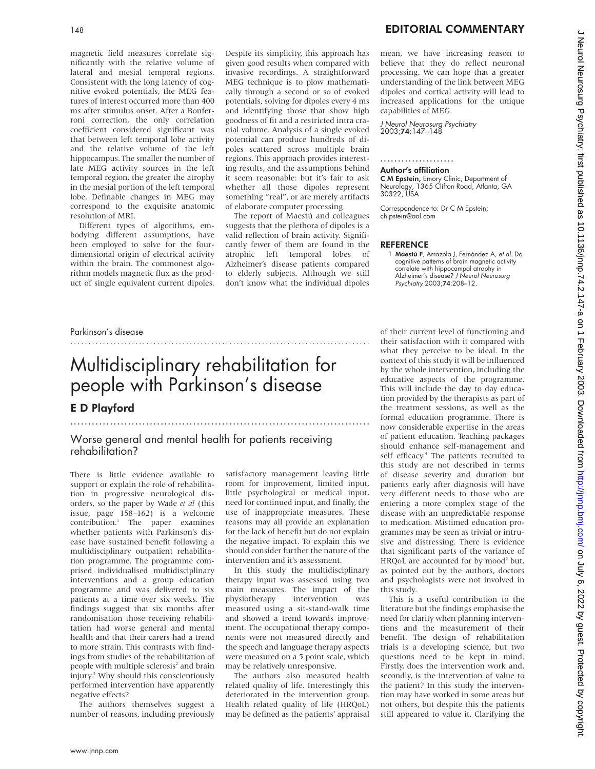magnetic field measures correlate significantly with the relative volume of lateral and mesial temporal regions. Consistent with the long latency of cognitive evoked potentials, the MEG features of interest occurred more than 400 ms after stimulus onset. After a Bonferroni correction, the only correlation coefficient considered significant was that between left temporal lobe activity and the relative volume of the left hippocampus. The smaller the number of late MEG activity sources in the left temporal region, the greater the atrophy in the mesial portion of the left temporal lobe. Definable changes in MEG may correspond to the exquisite anatomic resolution of MRI.

Different types of algorithms, embodying different assumptions, have been employed to solve for the four-dimensional origin of electrical activity within the brain. The commonest algorithm models magnetic flux as the product of single equivalent current dipoles. Despite its simplicity, this approach has given good results when compared with invasive recordings. A straightforward MEG technique is to plow mathematically through a second or so of evoked potentials, solving for dipoles every 4 ms and identifying those that show high goodness of fit and a restricted intra cranial volume. Analysis of a single evoked potential can produce hundreds of dipoles scattered across multiple brain regions. This approach provides interesting results, and the assumptions behind it seem reasonable: but it's fair to ask whether all those dipoles represent something "real", or are merely artifacts of elaborate computer processing.

The report of Maestú and colleagues suggests that the plethora of dipoles is a valid reflection of brain activity. Significantly fewer of them are found in the atrophic left temporal lobes of Alzheimer's disease patients compared to elderly subjects. Although we still don't know what the individual dipoles mean, we have increasing reason to believe that they do reflect neuronal processing. We can hope that a greater understanding of the link between MEG dipoles and cortical activity will lead to increased applications for the unique capabilities of MEG.

*J Neurol Neurosurg Psychiatry* 2003;**74**:147–148

### Author's affiliation

**C M Epstein,** Emory Clinic, Department of Neurology, 1365 Clifton Road, Atlanta, GA 30322, USA

Correspondence to: Dr C M Epstein; chipstein@aol.com

### REFERENCE

1 Maestú F, Arrazola J, Fernández A, *et al.* Do cognitive patterns of brain magnetic activity correlate with hippocampal atrophy in Alzheimer's disease? *J Neurol Neurosurg Psychiatry* 2003;**74**:208–12.

Parkinson's disease

# Multidisciplinary rehabilitation for people with Parkinson's disease

**E D Playford**

## Worse general and mental health for patients receiving rehabilitation?

There is little evidence available to support or explain the role of rehabilitation in progressive neurological disorders, so the paper by Wade *et al* (this issue, page 158–162) is a welcome contribution.[1] The paper examines whether patients with Parkinson's disease have sustained benefit following a multidisciplinary outpatient rehabilitation programme. The programme comprised individualised multidisciplinary interventions and a group education programme and was delivered to six patients at a time over six weeks. The findings suggest that six months after randomisation those receiving rehabilitation had worse general and mental health and that their carers had a trend to more strain. This contrasts with findings from studies of the rehabilitation of people with multiple sclerosis[2] and brain injury.[3] Why should this conscientiously performed intervention have apparently negative effects?

The authors themselves suggest a number of reasons, including previously satisfactory management leaving little room for improvement, limited input, little psychological or medical input, need for continued input, and finally, the use of inappropriate measures. These reasons may all provide an explanation for the lack of benefit but do not explain the negative impact. To explain this we should consider further the nature of the intervention and it's assessment.

In this study the multidisciplinary therapy input was assessed using two main measures. The impact of the physiotherapy intervention was measured using a sit-stand-walk time and showed a trend towards improvement. The occupational therapy components were not measured directly and the speech and language therapy aspects were measured on a 5 point scale, which may be relatively unresponsive.

The authors also measured health related quality of life. Interestingly this deteriorated in the intervention group. Health related quality of life (HRQoL) may be defined as the patients' appraisal of their current level of functioning and their satisfaction with it compared with what they perceive to be ideal. In the context of this study it will be influenced by the whole intervention, including the educative aspects of the programme. This will include the day to day education provided by the therapists as part of the treatment sessions, as well as the formal education programme. There is now considerable expertise in the areas of patient education. Teaching packages should enhance self-management and self efficacy.[4] The patients recruited to this study are not described in terms of disease severity and duration but patients early after diagnosis will have very different needs to those who are entering a more complex stage of the disease with an unpredictable response to medication. Mistimed education programmes may be seen as trivial or intrusive and distressing. There is evidence that significant parts of the variance of HRQoL are accounted for by mood[5] but, as pointed out by the authors, doctors and psychologists were not involved in this study.

This is a useful contribution to the literature but the findings emphasise the need for clarity when planning interventions and the measurement of their benefit. The design of rehabilitation trials is a developing science, but two questions need to be kept in mind. Firstly, does the intervention work and, secondly, is the intervention of value to the patient? In this study the intervention may have worked in some areas but not others, but despite this the patients still appeared to value it. Clarifying the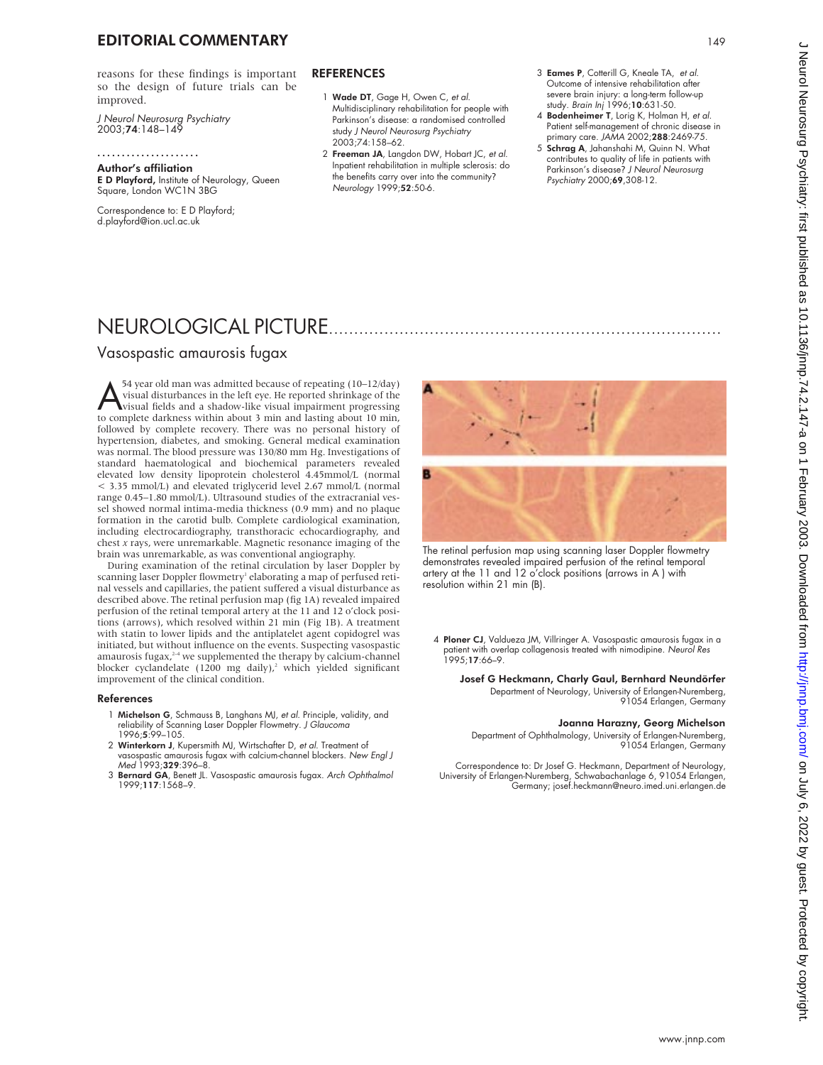reasons for these findings is important so the design of future trials can be improved.

*J Neurol Neurosurg Psychiatry* 2003;**74**:148–149

.....................

**Author's affiliation**

**E D Playford,** Institute of Neurology, Queen Square, London WC1N 3BG

Correspondence to: E D Playford; d.playford@ion.ucl.ac.uk

## REFERENCES

1 **Wade DT**, Gage H, Owen C, *et al.* Multidisciplinary rehabilitation for people with Parkinson's disease: a randomised controlled study *J Neurol Neurosurg Psychiatry* 2003;74:158–62.

2 **Freeman JA**, Langdon DW, Hobart JC, *et al.* Inpatient rehabilitation in multiple sclerosis: do the benefits carry over into the community? *Neurology* 1999;**52**:50-6.

3 **Eames P**, Cotterill G, Kneale TA, *et al.* Outcome of intensive rehabilitation after severe brain injury: a long-term follow-up study. *Brain Inj* 1996;**10**:631-50.

4 **Bodenheimer T**, Lorig K, Holman H, *et al.* Patient self-management of chronic disease in primary care. *JAMA* 2002;**288**:2469-75.

5 **Schrag A**, Jahanshahi M, Quinn N. What contributes to quality of life in patients with Parkinson's disease? *J Neurol Neurosurg Psychiatry* 2000;**69**,308-12.

# NEUROLOGICAL PICTURE

## Vasospastic amaurosis fugax

A 54 year old man was admitted because of repeating (10–12/day) visual disturbances in the left eye. He reported shrinkage of the visual fields and a shadow-like visual impairment progressing to complete darkness within about 3 min and lasting about 10 min, followed by complete recovery. There was no personal history of hypertension, diabetes, and smoking. General medical examination was normal. The blood pressure was 130/80 mm Hg. Investigations of standard haematological and biochemical parameters revealed elevated low density lipoprotein cholesterol 4.45mmol/L (normal < 3.35 mmol/L) and elevated triglycerid level 2.67 mmol/L (normal range 0.45–1.80 mmol/L). Ultrasound studies of the extracranial vessel showed normal intima-media thickness (0.9 mm) and no plaque formation in the carotid bulb. Complete cardiological examination, including electrocardiography, transthoracic echocardiography, and chest *x* rays, were unremarkable. Magnetic resonance imaging of the brain was unremarkable, as was conventional angiography.

During examination of the retinal circulation by laser Doppler by scanning laser Doppler flowmetry[1] elaborating a map of perfused retinal vessels and capillaries, the patient suffered a visual disturbance as described above. The retinal perfusion map (fig 1A) revealed impaired perfusion of the retinal temporal artery at the 11 and 12 o'clock positions (arrows), which resolved within 21 min (Fig 1B). A treatment with statin to lower lipids and the antiplatelet agent copidogrel was initiated, but without influence on the events. Suspecting vasospastic amaurosis fugax,[2–4] we supplemented the therapy by calcium-channel blocker cyclandelate (1200 mg daily),[2] which yielded significant improvement of the clinical condition.

The retinal perfusion map using scanning laser Doppler flowmetry demonstrates revealed impaired perfusion of the retinal temporal artery at the 11 and 12 o'clock positions (arrows in A ) with resolution within 21 min (B).

### References

1 **Michelson G**, Schmauss B, Langhans MJ, *et al.* Principle, validity, and reliability of Scanning Laser Doppler Flowmetry. *J Glaucoma* 1996;**5**:99–105.

2 **Winterkorn J**, Kupersmith MJ, Wirtschafter D, *et al.* Treatment of vasospastic amaurosis fugax with calcium-channel blockers. *New Engl J Med* 1993;**329**:396–8.

3 **Bernard GA**, Benett JL. Vasospastic amaurosis fugax. *Arch Ophthalmol* 1999;**117**:1568–9.

4 **Ploner CJ**, Valdueza JM, Villringer A. Vasospastic amaurosis fugax in a patient with overlap collagenosis treated with nimodipine. *Neurol Res* 1995;**17**:66–9.

**Josef G Heckmann, Charly Gaul, Bernhard Neundörfer**
Department of Neurology, University of Erlangen-Nuremberg, 91054 Erlangen, Germany

**Joanna Harazny, Georg Michelson**
Department of Ophthalmology, University of Erlangen-Nuremberg, 91054 Erlangen, Germany

Correspondence to: Dr Josef G. Heckmann, Department of Neurology, University of Erlangen-Nuremberg, Schwabachanlage 6, 91054 Erlangen, Germany; josef.heckmann@neuro.imed.uni.erlangen.de